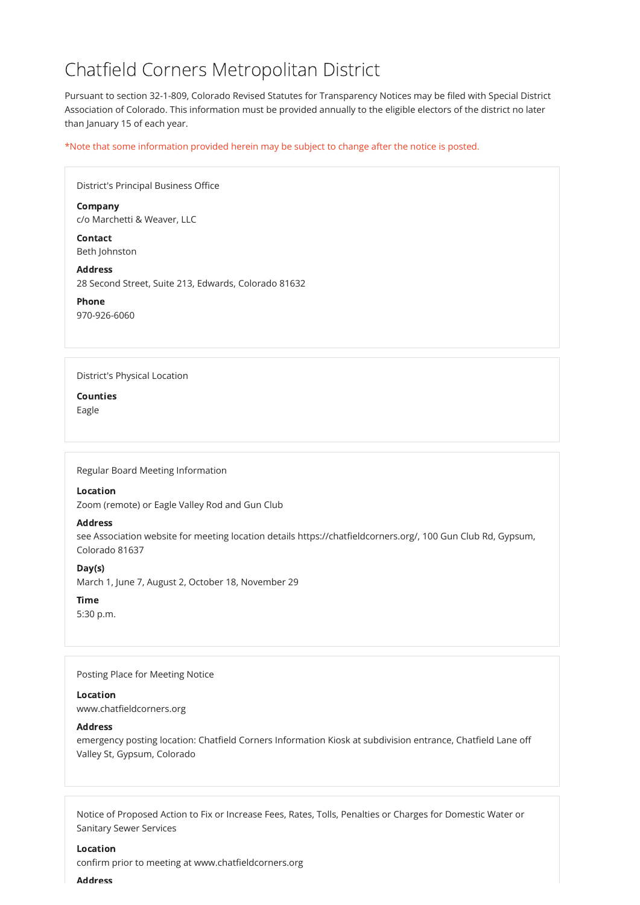# Chatfield Corners Metropolitan District

Pursuant to section 32-1-809, Colorado Revised Statutes for Transparency Notices may be filed with Special District Association of Colorado. This information must be provided annually to the eligible electors of the district no later than January 15 of each year.

*Note that some information provided herein may be subject to change after the notice is posted.

## District's Principal Business Office

**Company**
c/o Marchetti & Weaver, LLC

**Contact**
Beth Johnston

**Address**
28 Second Street, Suite 213, Edwards, Colorado 81632

**Phone**
970-926-6060

## District's Physical Location

**Counties**
Eagle

## Regular Board Meeting Information

**Location**
Zoom (remote) or Eagle Valley Rod and Gun Club

**Address**
see Association website for meeting location details https://chatfieldcorners.org/, 100 Gun Club Rd, Gypsum, Colorado 81637

**Day(s)**
March 1, June 7, August 2, October 18, November 29

**Time**
5:30 p.m.

## Posting Place for Meeting Notice

**Location**
www.chatfieldcorners.org

**Address**
emergency posting location: Chatfield Corners Information Kiosk at subdivision entrance, Chatfield Lane off Valley St, Gypsum, Colorado

## Notice of Proposed Action to Fix or Increase Fees, Rates, Tolls, Penalties or Charges for Domestic Water or Sanitary Sewer Services

**Location**
confirm prior to meeting at www.chatfieldcorners.org

**Address**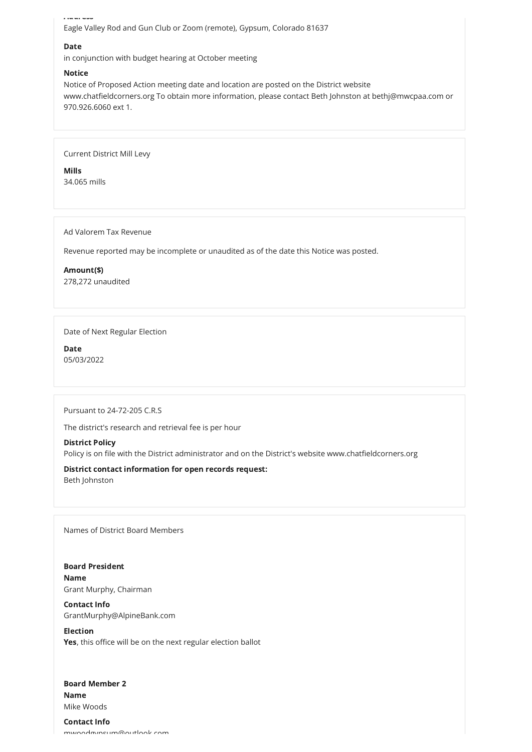**Address**
Eagle Valley Rod and Gun Club or Zoom (remote), Gypsum, Colorado 81637

**Date**
in conjunction with budget hearing at October meeting

**Notice**
Notice of Proposed Action meeting date and location are posted on the District website www.chatfieldcorners.org To obtain more information, please contact Beth Johnston at bethj@mwcpaa.com or 970.926.6060 ext 1.

Current District Mill Levy

**Mills**
34.065 mills

Ad Valorem Tax Revenue

Revenue reported may be incomplete or unaudited as of the date this Notice was posted.

**Amount($)**
278,272 unaudited

Date of Next Regular Election

**Date**
05/03/2022

Pursuant to 24-72-205 C.R.S

The district's research and retrieval fee is per hour

**District Policy**
Policy is on file with the District administrator and on the District's website www.chatfieldcorners.org

**District contact information for open records request:**
Beth Johnston

Names of District Board Members

**Board President**
**Name**
Grant Murphy, Chairman

**Contact Info**
GrantMurphy@AlpineBank.com

**Election**
**Yes**, this office will be on the next regular election ballot

**Board Member 2**
**Name**
Mike Woods

**Contact Info**
mwoodgypsum@outlook.com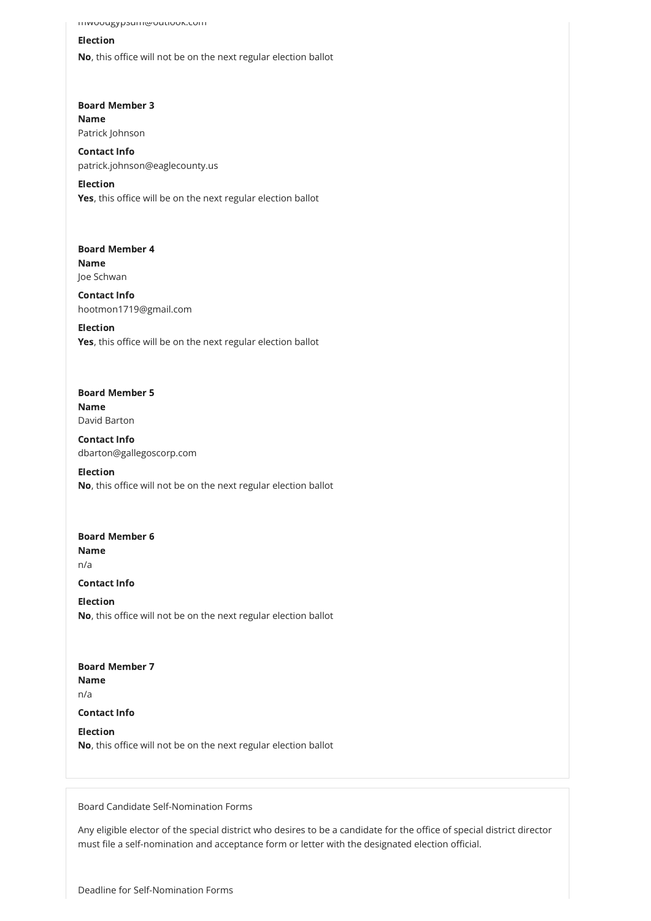mwoodgypsum@outlook.com

**Election**

**No**, this office will not be on the next regular election ballot

**Board Member 3**

**Name**

Patrick Johnson

**Contact Info**

patrick.johnson@eaglecounty.us

**Election**

**Yes**, this office will be on the next regular election ballot

**Board Member 4**

**Name**

Joe Schwan

**Contact Info**

hootmon1719@gmail.com

**Election**

**Yes**, this office will be on the next regular election ballot

**Board Member 5**

**Name**

David Barton

**Contact Info**

dbarton@gallegoscorp.com

**Election**

**No**, this office will not be on the next regular election ballot

**Board Member 6**

**Name**

n/a

**Contact Info**

**Election**

**No**, this office will not be on the next regular election ballot

**Board Member 7**

**Name**

n/a

**Contact Info**

**Election**

**No**, this office will not be on the next regular election ballot

Board Candidate Self-Nomination Forms

Any eligible elector of the special district who desires to be a candidate for the office of special district director must file a self-nomination and acceptance form or letter with the designated election official.

Deadline for Self-Nomination Forms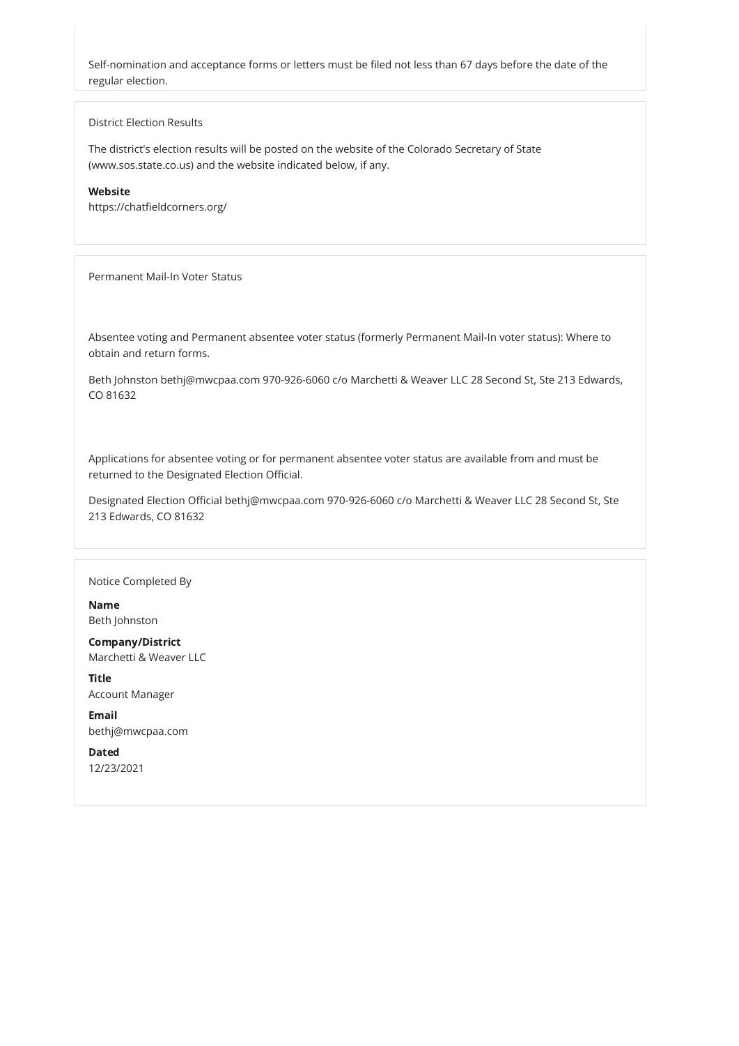Self-nomination and acceptance forms or letters must be filed not less than 67 days before the date of the regular election.

District Election Results

The district's election results will be posted on the website of the Colorado Secretary of State (www.sos.state.co.us) and the website indicated below, if any.

**Website**
https://chatfieldcorners.org/

Permanent Mail-In Voter Status

Absentee voting and Permanent absentee voter status (formerly Permanent Mail-In voter status): Where to obtain and return forms.

Beth Johnston bethj@mwcpaa.com 970-926-6060 c/o Marchetti & Weaver LLC 28 Second St, Ste 213 Edwards, CO 81632

Applications for absentee voting or for permanent absentee voter status are available from and must be returned to the Designated Election Official.

Designated Election Official bethj@mwcpaa.com 970-926-6060 c/o Marchetti & Weaver LLC 28 Second St, Ste 213 Edwards, CO 81632

Notice Completed By

**Name**
Beth Johnston

**Company/District**
Marchetti & Weaver LLC

**Title**
Account Manager

**Email**
bethj@mwcpaa.com

**Dated**
12/23/2021